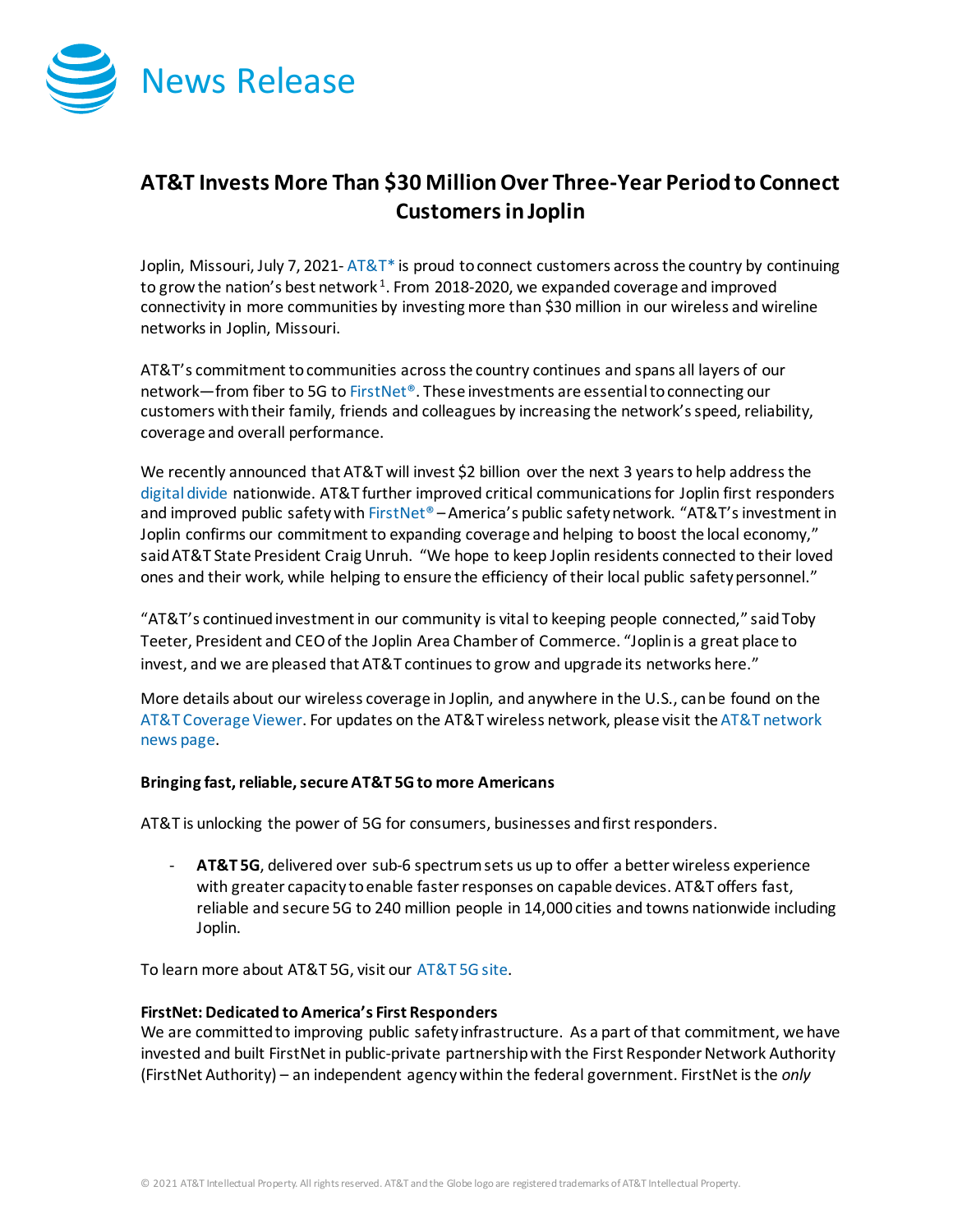# News Release

## AT&T Invests More Than $30 Million Over Three-Year Period to Connect Customers in Joplin

Joplin, Missouri, July 7, 2021- AT&T* is proud to connect customers across the country by continuing to grow the nation's best network[1]. From 2018-2020, we expanded coverage and improved connectivity in more communities by investing more than $30 million in our wireless and wireline networks in Joplin, Missouri.

AT&T's commitment to communities across the country continues and spans all layers of our network—from fiber to 5G to FirstNet®. These investments are essential to connecting our customers with their family, friends and colleagues by increasing the network's speed, reliability, coverage and overall performance.

We recently announced that AT&T will invest $2 billion over the next 3 years to help address the digital divide nationwide. AT&T further improved critical communications for Joplin first responders and improved public safety with FirstNet® – America's public safety network. "AT&T's investment in Joplin confirms our commitment to expanding coverage and helping to boost the local economy," said AT&T State President Craig Unruh. "We hope to keep Joplin residents connected to their loved ones and their work, while helping to ensure the efficiency of their local public safety personnel."

"AT&T's continued investment in our community is vital to keeping people connected," said Toby Teeter, President and CEO of the Joplin Area Chamber of Commerce. "Joplin is a great place to invest, and we are pleased that AT&T continues to grow and upgrade its networks here."

More details about our wireless coverage in Joplin, and anywhere in the U.S., can be found on the AT&T Coverage Viewer. For updates on the AT&T wireless network, please visit the AT&T network news page.

**Bringing fast, reliable, secure AT&T 5G to more Americans**

AT&T is unlocking the power of 5G for consumers, businesses and first responders.

- **AT&T 5G**, delivered over sub-6 spectrum sets us up to offer a better wireless experience with greater capacity to enable faster responses on capable devices. AT&T offers fast, reliable and secure 5G to 240 million people in 14,000 cities and towns nationwide including Joplin.

To learn more about AT&T 5G, visit our AT&T 5G site.

**FirstNet: Dedicated to America's First Responders**

We are committed to improving public safety infrastructure. As a part of that commitment, we have invested and built FirstNet in public-private partnership with the First Responder Network Authority (FirstNet Authority) – an independent agency within the federal government. FirstNet is the *only*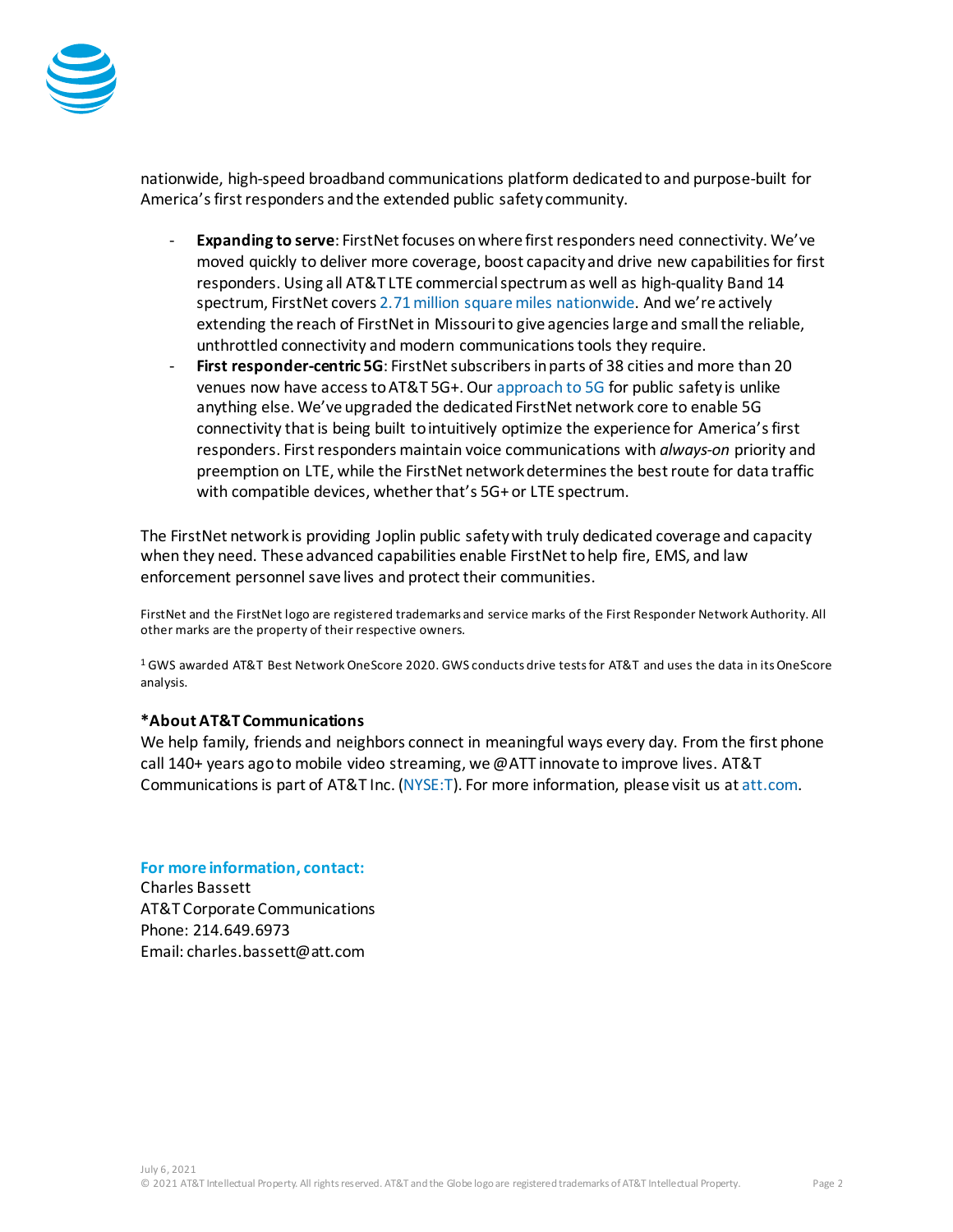nationwide, high-speed broadband communications platform dedicated to and purpose-built for America's first responders and the extended public safety community.

- **Expanding to serve**: FirstNet focuses on where first responders need connectivity. We've moved quickly to deliver more coverage, boost capacity and drive new capabilities for first responders. Using all AT&T LTE commercial spectrum as well as high-quality Band 14 spectrum, FirstNet covers 2.71 million square miles nationwide. And we're actively extending the reach of FirstNet in Missouri to give agencies large and small the reliable, unthrottled connectivity and modern communications tools they require.
- **First responder-centric 5G**: FirstNet subscribers in parts of 38 cities and more than 20 venues now have access to AT&T 5G+. Our approach to 5G for public safety is unlike anything else. We've upgraded the dedicated FirstNet network core to enable 5G connectivity that is being built to intuitively optimize the experience for America's first responders. First responders maintain voice communications with *always-on* priority and preemption on LTE, while the FirstNet network determines the best route for data traffic with compatible devices, whether that's 5G+ or LTE spectrum.

The FirstNet network is providing Joplin public safety with truly dedicated coverage and capacity when they need. These advanced capabilities enable FirstNet to help fire, EMS, and law enforcement personnel save lives and protect their communities.

FirstNet and the FirstNet logo are registered trademarks and service marks of the First Responder Network Authority. All other marks are the property of their respective owners.

[1] GWS awarded AT&T Best Network OneScore 2020. GWS conducts drive tests for AT&T and uses the data in its OneScore analysis.

**\*About AT&T Communications**

We help family, friends and neighbors connect in meaningful ways every day. From the first phone call 140+ years ago to mobile video streaming, we @ATT innovate to improve lives. AT&T Communications is part of AT&T Inc. (NYSE:T). For more information, please visit us at att.com.

**For more information, contact:**

Charles Bassett
AT&T Corporate Communications
Phone: 214.649.6973
Email: charles.bassett@att.com